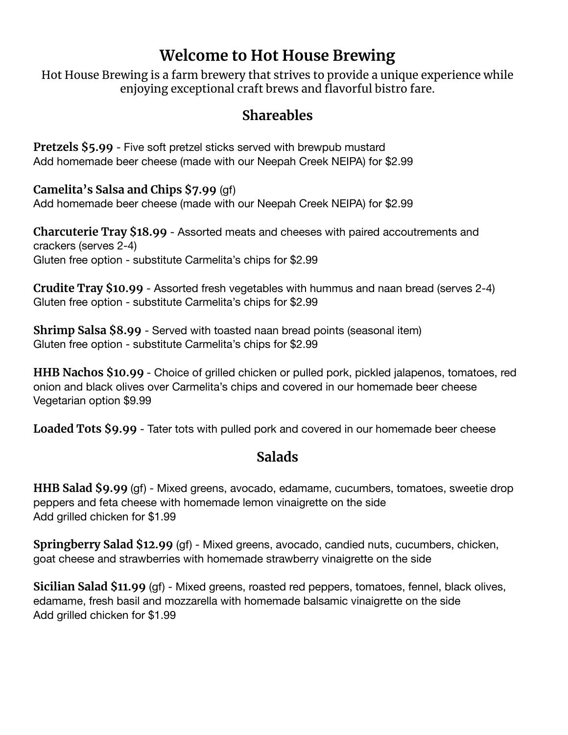# Welcome to Hot House Brewing

Hot House Brewing is a farm brewery that strives to provide a unique experience while enjoying exceptional craft brews and flavorful bistro fare.

## Shareables

**Pretzels $5.99** - Five soft pretzel sticks served with brewpub mustard
Add homemade beer cheese (made with our Neepah Creek NEIPA) for $2.99

**Camelita's Salsa and Chips $7.99** (gf)
Add homemade beer cheese (made with our Neepah Creek NEIPA) for $2.99

**Charcuterie Tray $18.99** - Assorted meats and cheeses with paired accoutrements and crackers (serves 2-4)
Gluten free option - substitute Carmelita's chips for $2.99

**Crudite Tray $10.99** - Assorted fresh vegetables with hummus and naan bread (serves 2-4)
Gluten free option - substitute Carmelita's chips for $2.99

**Shrimp Salsa $8.99** - Served with toasted naan bread points (seasonal item)
Gluten free option - substitute Carmelita's chips for $2.99

**HHB Nachos $10.99** - Choice of grilled chicken or pulled pork, pickled jalapenos, tomatoes, red onion and black olives over Carmelita's chips and covered in our homemade beer cheese
Vegetarian option $9.99

**Loaded Tots $9.99** - Tater tots with pulled pork and covered in our homemade beer cheese

## Salads

**HHB Salad $9.99** (gf) - Mixed greens, avocado, edamame, cucumbers, tomatoes, sweetie drop peppers and feta cheese with homemade lemon vinaigrette on the side
Add grilled chicken for $1.99

**Springberry Salad $12.99** (gf) - Mixed greens, avocado, candied nuts, cucumbers, chicken, goat cheese and strawberries with homemade strawberry vinaigrette on the side

**Sicilian Salad $11.99** (gf) - Mixed greens, roasted red peppers, tomatoes, fennel, black olives, edamame, fresh basil and mozzarella with homemade balsamic vinaigrette on the side
Add grilled chicken for $1.99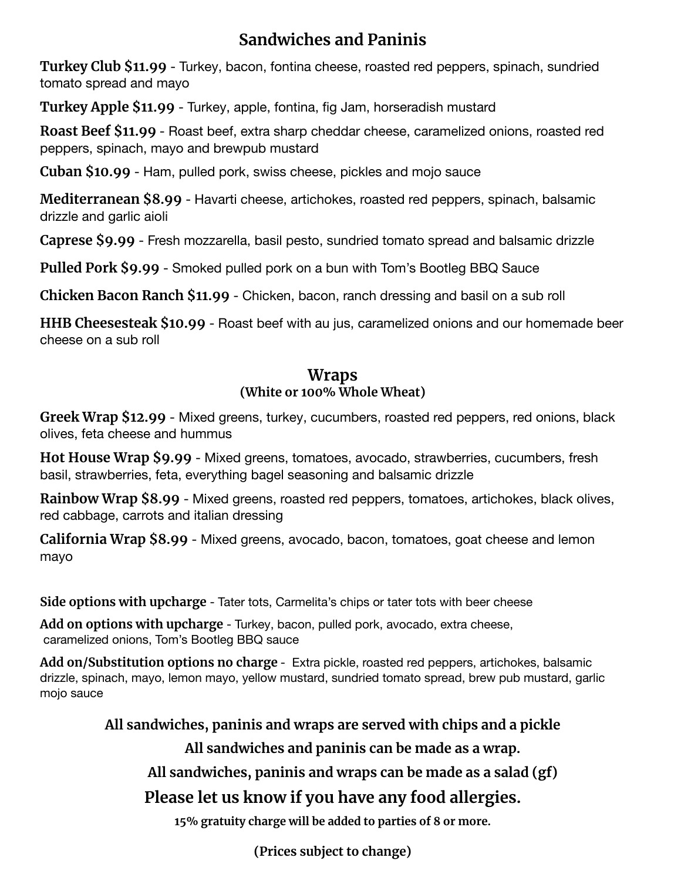## Sandwiches and Paninis

**Turkey Club $11.99** - Turkey, bacon, fontina cheese, roasted red peppers, spinach, sundried tomato spread and mayo

**Turkey Apple $11.99** - Turkey, apple, fontina, fig Jam, horseradish mustard

**Roast Beef $11.99** - Roast beef, extra sharp cheddar cheese, caramelized onions, roasted red peppers, spinach, mayo and brewpub mustard

**Cuban $10.99** - Ham, pulled pork, swiss cheese, pickles and mojo sauce

**Mediterranean $8.99** - Havarti cheese, artichokes, roasted red peppers, spinach, balsamic drizzle and garlic aioli

**Caprese $9.99** - Fresh mozzarella, basil pesto, sundried tomato spread and balsamic drizzle

**Pulled Pork $9.99** - Smoked pulled pork on a bun with Tom's Bootleg BBQ Sauce

**Chicken Bacon Ranch $11.99** - Chicken, bacon, ranch dressing and basil on a sub roll

**HHB Cheesesteak $10.99** - Roast beef with au jus, caramelized onions and our homemade beer cheese on a sub roll

## Wraps

**(White or 100% Whole Wheat)**

**Greek Wrap $12.99** - Mixed greens, turkey, cucumbers, roasted red peppers, red onions, black olives, feta cheese and hummus

**Hot House Wrap $9.99** - Mixed greens, tomatoes, avocado, strawberries, cucumbers, fresh basil, strawberries, feta, everything bagel seasoning and balsamic drizzle

**Rainbow Wrap $8.99** - Mixed greens, roasted red peppers, tomatoes, artichokes, black olives, red cabbage, carrots and italian dressing

**California Wrap $8.99** - Mixed greens, avocado, bacon, tomatoes, goat cheese and lemon mayo

**Side options with upcharge** - Tater tots, Carmelita's chips or tater tots with beer cheese

**Add on options with upcharge** - Turkey, bacon, pulled pork, avocado, extra cheese, caramelized onions, Tom's Bootleg BBQ sauce

**Add on/Substitution options no charge** - Extra pickle, roasted red peppers, artichokes, balsamic drizzle, spinach, mayo, lemon mayo, yellow mustard, sundried tomato spread, brew pub mustard, garlic mojo sauce

**All sandwiches, paninis and wraps are served with chips and a pickle**

**All sandwiches and paninis can be made as a wrap.**

**All sandwiches, paninis and wraps can be made as a salad (gf)**

**Please let us know if you have any food allergies.**

**15% gratuity charge will be added to parties of 8 or more.**

**(Prices subject to change)**